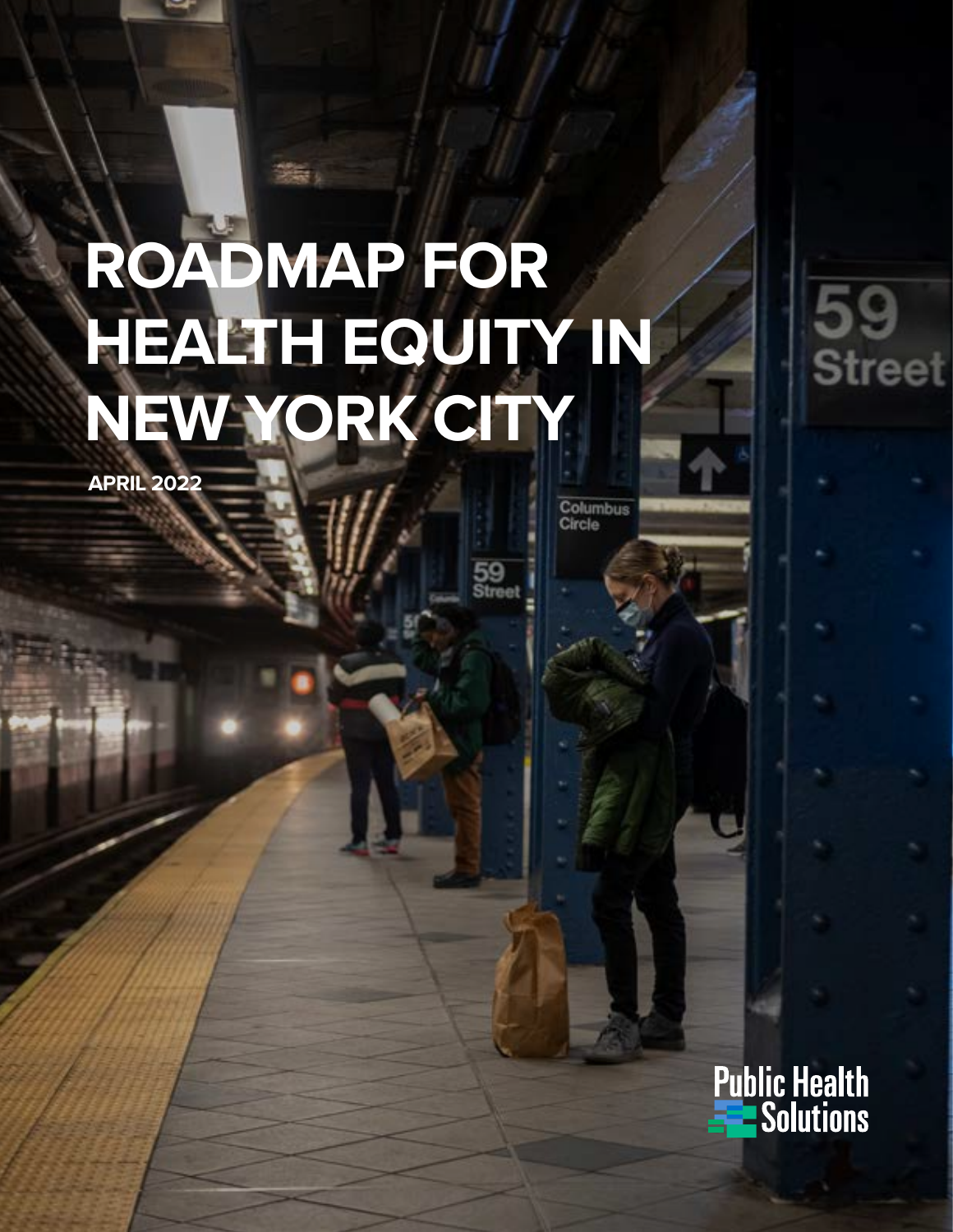# ROADMAP FOR HEALTH EQUITY IN NEW YORK CITY

**APRIL 2022**

Public Health Solutions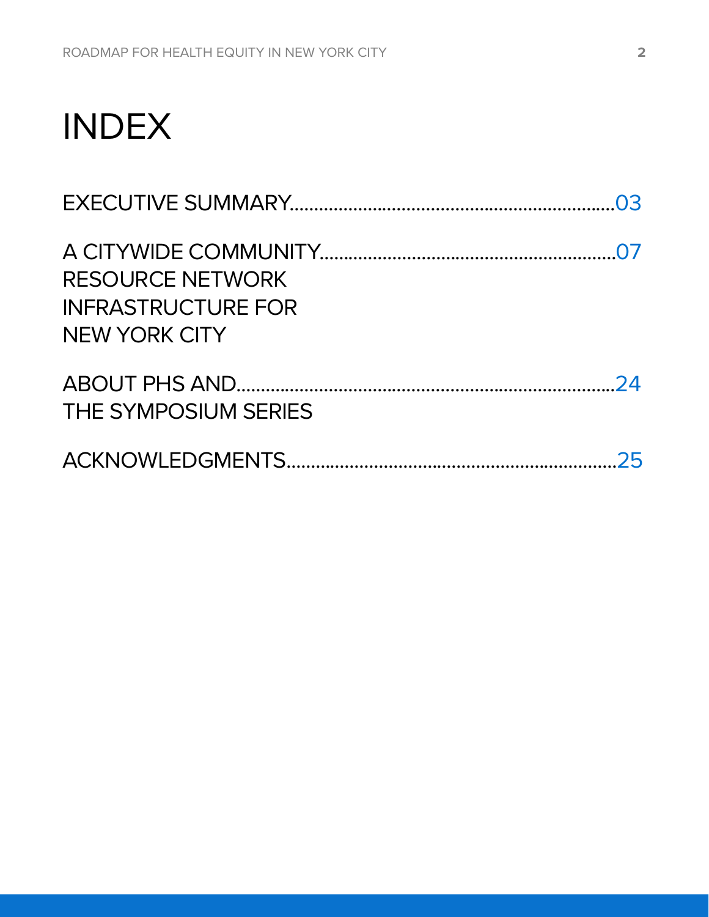# INDEX

EXECUTIVE SUMMARY....................03

A CITYWIDE COMMUNITY RESOURCE NETWORK INFRASTRUCTURE FOR NEW YORK CITY....................07

ABOUT PHS AND THE SYMPOSIUM SERIES....................24

ACKNOWLEDGMENTS....................25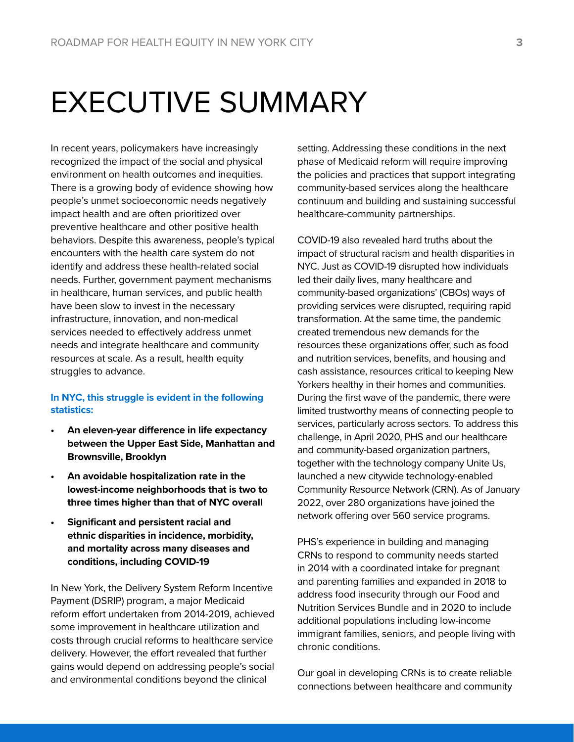# EXECUTIVE SUMMARY

In recent years, policymakers have increasingly recognized the impact of the social and physical environment on health outcomes and inequities. There is a growing body of evidence showing how people's unmet socioeconomic needs negatively impact health and are often prioritized over preventive healthcare and other positive health behaviors. Despite this awareness, people's typical encounters with the health care system do not identify and address these health-related social needs. Further, government payment mechanisms in healthcare, human services, and public health have been slow to invest in the necessary infrastructure, innovation, and non-medical services needed to effectively address unmet needs and integrate healthcare and community resources at scale. As a result, health equity struggles to advance.

**In NYC, this struggle is evident in the following statistics:**

- **An eleven-year difference in life expectancy between the Upper East Side, Manhattan and Brownsville, Brooklyn**
- **An avoidable hospitalization rate in the lowest-income neighborhoods that is two to three times higher than that of NYC overall**
- **Significant and persistent racial and ethnic disparities in incidence, morbidity, and mortality across many diseases and conditions, including COVID-19**

In New York, the Delivery System Reform Incentive Payment (DSRIP) program, a major Medicaid reform effort undertaken from 2014-2019, achieved some improvement in healthcare utilization and costs through crucial reforms to healthcare service delivery. However, the effort revealed that further gains would depend on addressing people's social and environmental conditions beyond the clinical setting. Addressing these conditions in the next phase of Medicaid reform will require improving the policies and practices that support integrating community-based services along the healthcare continuum and building and sustaining successful healthcare-community partnerships.

COVID-19 also revealed hard truths about the impact of structural racism and health disparities in NYC. Just as COVID-19 disrupted how individuals led their daily lives, many healthcare and community-based organizations' (CBOs) ways of providing services were disrupted, requiring rapid transformation. At the same time, the pandemic created tremendous new demands for the resources these organizations offer, such as food and nutrition services, benefits, and housing and cash assistance, resources critical to keeping New Yorkers healthy in their homes and communities. During the first wave of the pandemic, there were limited trustworthy means of connecting people to services, particularly across sectors. To address this challenge, in April 2020, PHS and our healthcare and community-based organization partners, together with the technology company Unite Us, launched a new citywide technology-enabled Community Resource Network (CRN). As of January 2022, over 280 organizations have joined the network offering over 560 service programs.

PHS's experience in building and managing CRNs to respond to community needs started in 2014 with a coordinated intake for pregnant and parenting families and expanded in 2018 to address food insecurity through our Food and Nutrition Services Bundle and in 2020 to include additional populations including low-income immigrant families, seniors, and people living with chronic conditions.

Our goal in developing CRNs is to create reliable connections between healthcare and community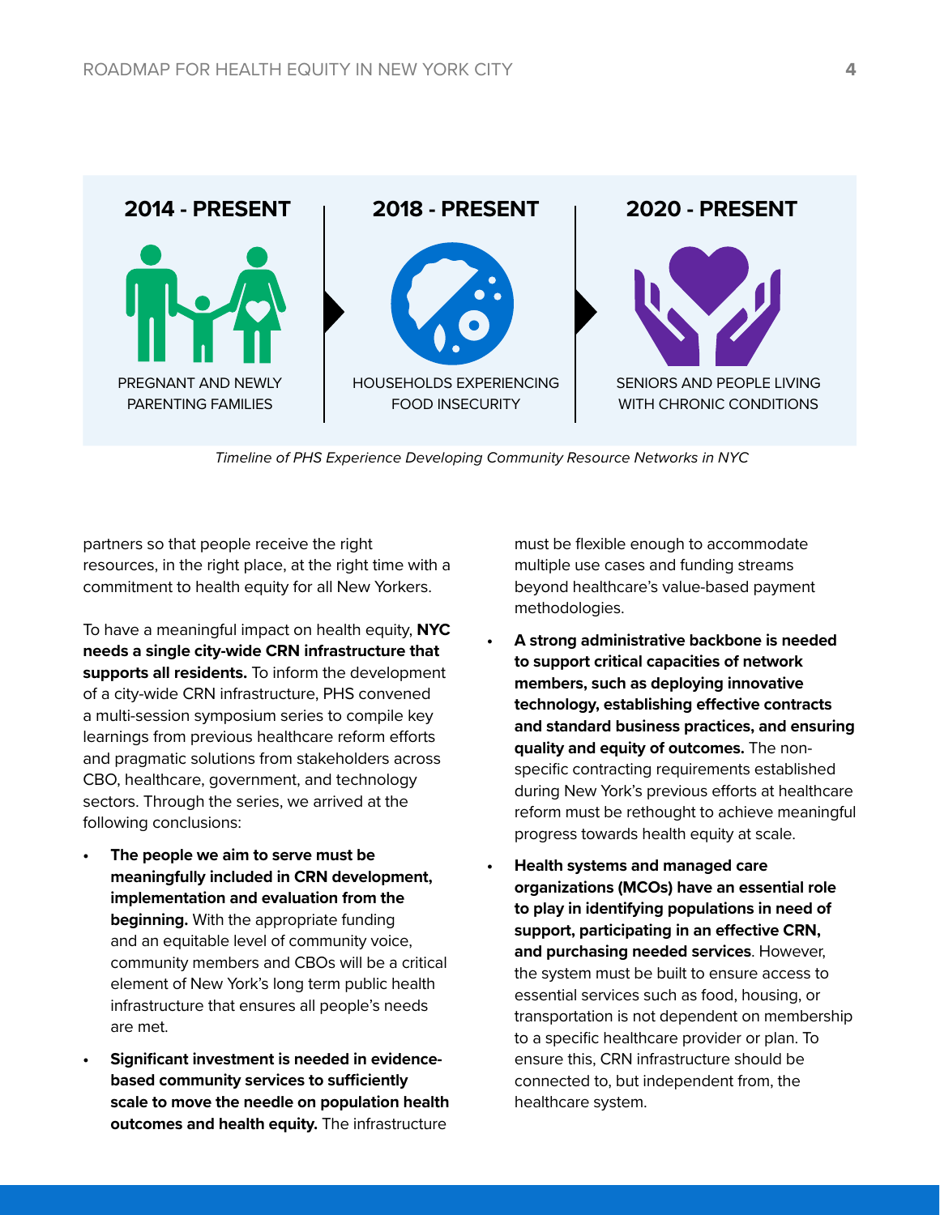**2014 - PRESENT**

PREGNANT AND NEWLY PARENTING FAMILIES

**2018 - PRESENT**

HOUSEHOLDS EXPERIENCING FOOD INSECURITY

**2020 - PRESENT**

SENIORS AND PEOPLE LIVING WITH CHRONIC CONDITIONS

*Timeline of PHS Experience Developing Community Resource Networks in NYC*

partners so that people receive the right resources, in the right place, at the right time with a commitment to health equity for all New Yorkers.

To have a meaningful impact on health equity, **NYC needs a single city-wide CRN infrastructure that supports all residents.** To inform the development of a city-wide CRN infrastructure, PHS convened a multi-session symposium series to compile key learnings from previous healthcare reform efforts and pragmatic solutions from stakeholders across CBO, healthcare, government, and technology sectors. Through the series, we arrived at the following conclusions:

- **The people we aim to serve must be meaningfully included in CRN development, implementation and evaluation from the beginning.** With the appropriate funding and an equitable level of community voice, community members and CBOs will be a critical element of New York's long term public health infrastructure that ensures all people's needs are met.
- **Significant investment is needed in evidence-based community services to sufficiently scale to move the needle on population health outcomes and health equity.** The infrastructure must be flexible enough to accommodate multiple use cases and funding streams beyond healthcare's value-based payment methodologies.
- **A strong administrative backbone is needed to support critical capacities of network members, such as deploying innovative technology, establishing effective contracts and standard business practices, and ensuring quality and equity of outcomes.** The non-specific contracting requirements established during New York's previous efforts at healthcare reform must be rethought to achieve meaningful progress towards health equity at scale.
- **Health systems and managed care organizations (MCOs) have an essential role to play in identifying populations in need of support, participating in an effective CRN, and purchasing needed services**. However, the system must be built to ensure access to essential services such as food, housing, or transportation is not dependent on membership to a specific healthcare provider or plan. To ensure this, CRN infrastructure should be connected to, but independent from, the healthcare system.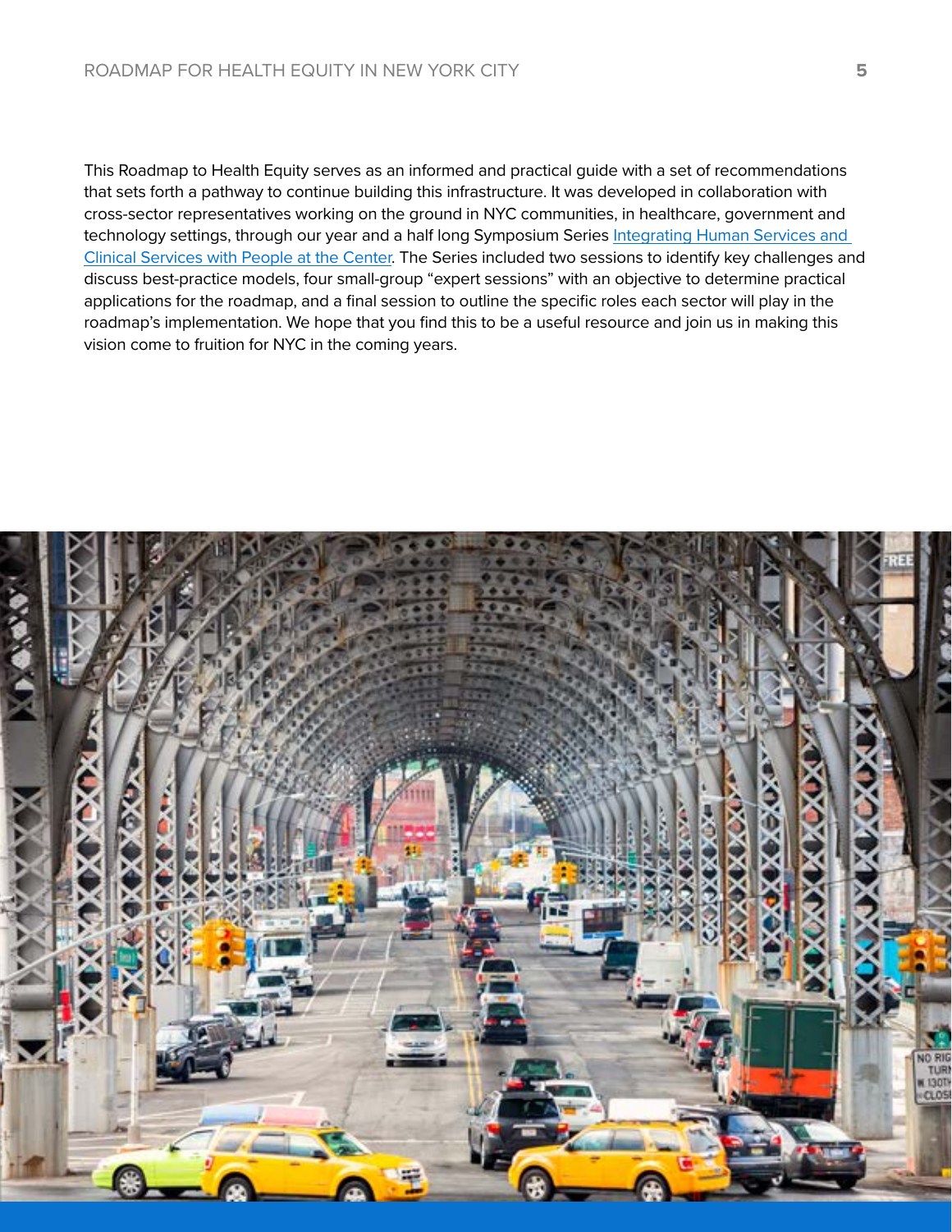This Roadmap to Health Equity serves as an informed and practical guide with a set of recommendations that sets forth a pathway to continue building this infrastructure. It was developed in collaboration with cross-sector representatives working on the ground in NYC communities, in healthcare, government and technology settings, through our year and a half long Symposium Series Integrating Human Services and Clinical Services with People at the Center. The Series included two sessions to identify key challenges and discuss best-practice models, four small-group "expert sessions" with an objective to determine practical applications for the roadmap, and a final session to outline the specific roles each sector will play in the roadmap's implementation. We hope that you find this to be a useful resource and join us in making this vision come to fruition for NYC in the coming years.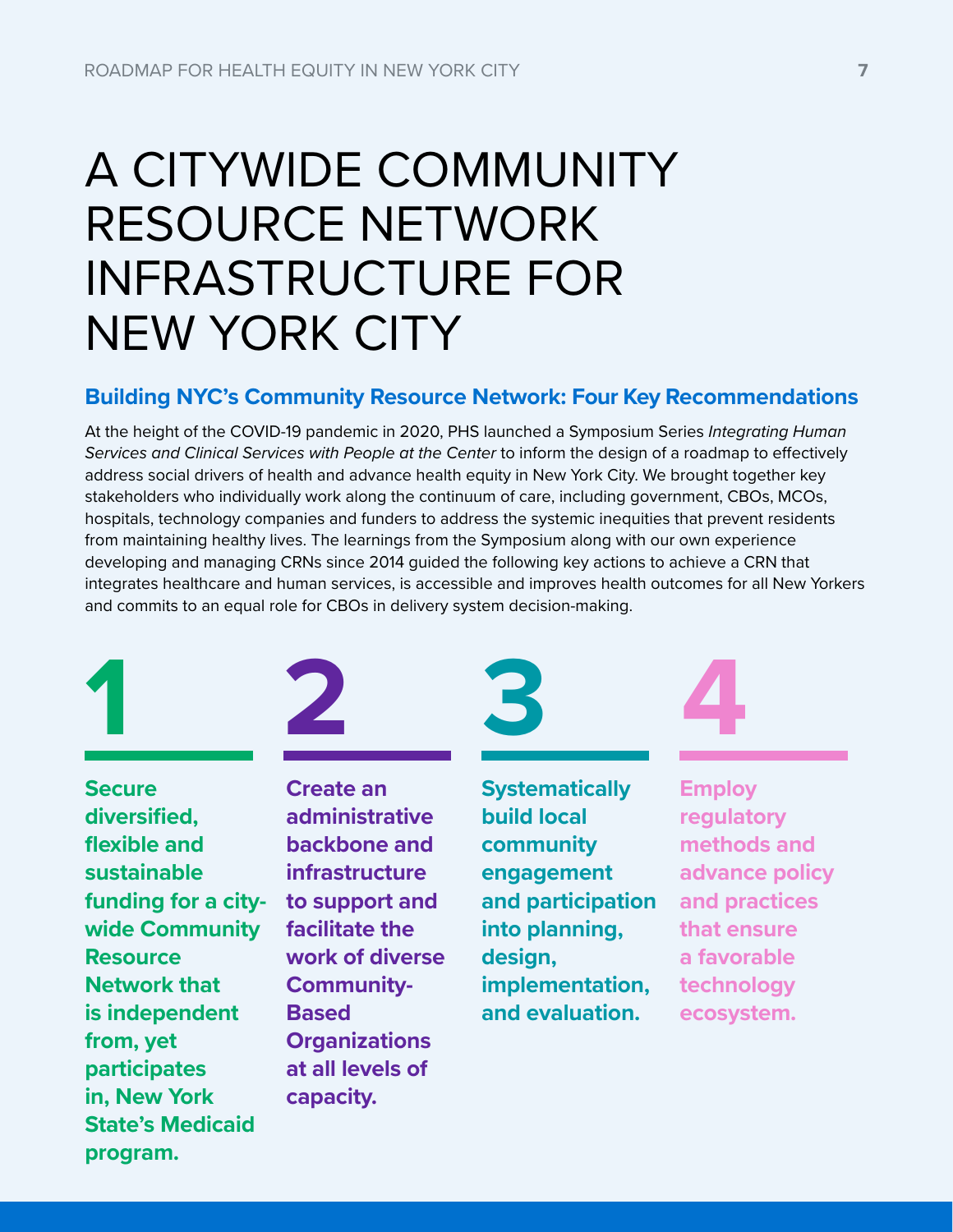# A CITYWIDE COMMUNITY RESOURCE NETWORK INFRASTRUCTURE FOR NEW YORK CITY

## Building NYC's Community Resource Network: Four Key Recommendations

At the height of the COVID-19 pandemic in 2020, PHS launched a Symposium Series *Integrating Human Services and Clinical Services with People at the Center* to inform the design of a roadmap to effectively address social drivers of health and advance health equity in New York City. We brought together key stakeholders who individually work along the continuum of care, including government, CBOs, MCOs, hospitals, technology companies and funders to address the systemic inequities that prevent residents from maintaining healthy lives. The learnings from the Symposium along with our own experience developing and managing CRNs since 2014 guided the following key actions to achieve a CRN that integrates healthcare and human services, is accessible and improves health outcomes for all New Yorkers and commits to an equal role for CBOs in delivery system decision-making.

**1**

**Secure diversified, flexible and sustainable funding for a city-wide Community Resource Network that is independent from, yet participates in, New York State's Medicaid program.**

**2**

**Create an administrative backbone and infrastructure to support and facilitate the work of diverse Community-Based Organizations at all levels of capacity.**

**3**

**Systematically build local community engagement and participation into planning, design, implementation, and evaluation.**

**4**

**Employ regulatory methods and advance policy and practices that ensure a favorable technology ecosystem.**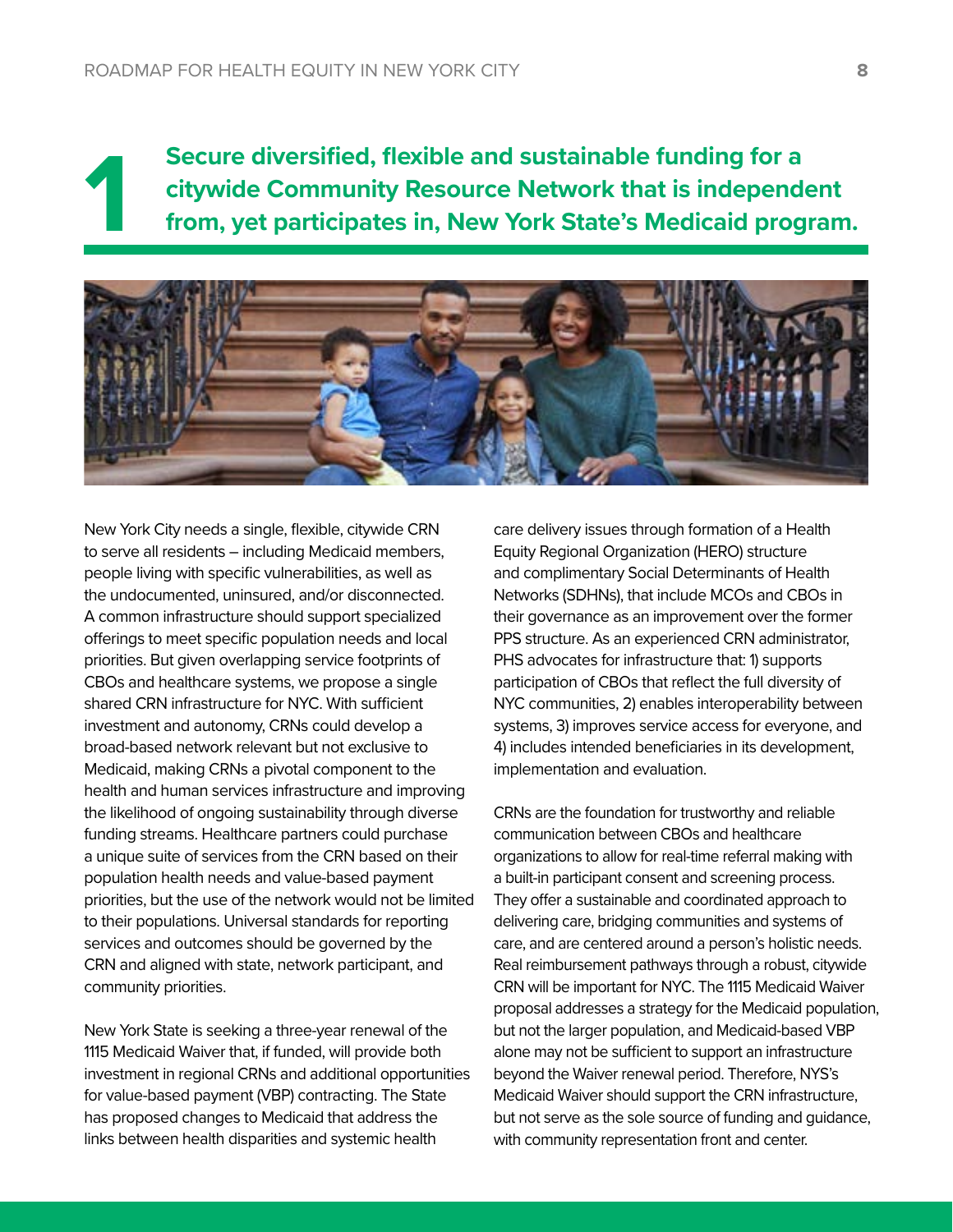# 1 Secure diversified, flexible and sustainable funding for a citywide Community Resource Network that is independent from, yet participates in, New York State's Medicaid program.

New York City needs a single, flexible, citywide CRN to serve all residents – including Medicaid members, people living with specific vulnerabilities, as well as the undocumented, uninsured, and/or disconnected. A common infrastructure should support specialized offerings to meet specific population needs and local priorities. But given overlapping service footprints of CBOs and healthcare systems, we propose a single shared CRN infrastructure for NYC. With sufficient investment and autonomy, CRNs could develop a broad-based network relevant but not exclusive to Medicaid, making CRNs a pivotal component to the health and human services infrastructure and improving the likelihood of ongoing sustainability through diverse funding streams. Healthcare partners could purchase a unique suite of services from the CRN based on their population health needs and value-based payment priorities, but the use of the network would not be limited to their populations. Universal standards for reporting services and outcomes should be governed by the CRN and aligned with state, network participant, and community priorities.

New York State is seeking a three-year renewal of the 1115 Medicaid Waiver that, if funded, will provide both investment in regional CRNs and additional opportunities for value-based payment (VBP) contracting. The State has proposed changes to Medicaid that address the links between health disparities and systemic health care delivery issues through formation of a Health Equity Regional Organization (HERO) structure and complimentary Social Determinants of Health Networks (SDHNs), that include MCOs and CBOs in their governance as an improvement over the former PPS structure. As an experienced CRN administrator, PHS advocates for infrastructure that: 1) supports participation of CBOs that reflect the full diversity of NYC communities, 2) enables interoperability between systems, 3) improves service access for everyone, and 4) includes intended beneficiaries in its development, implementation and evaluation.

CRNs are the foundation for trustworthy and reliable communication between CBOs and healthcare organizations to allow for real-time referral making with a built-in participant consent and screening process. They offer a sustainable and coordinated approach to delivering care, bridging communities and systems of care, and are centered around a person's holistic needs. Real reimbursement pathways through a robust, citywide CRN will be important for NYC. The 1115 Medicaid Waiver proposal addresses a strategy for the Medicaid population, but not the larger population, and Medicaid-based VBP alone may not be sufficient to support an infrastructure beyond the Waiver renewal period. Therefore, NYS's Medicaid Waiver should support the CRN infrastructure, but not serve as the sole source of funding and guidance, with community representation front and center.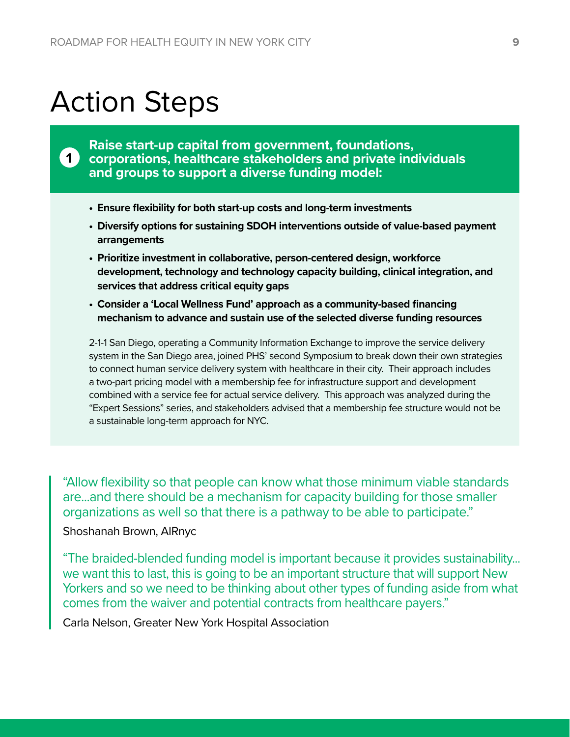# Action Steps

## 1 Raise start-up capital from government, foundations, corporations, healthcare stakeholders and private individuals and groups to support a diverse funding model:

- **Ensure flexibility for both start-up costs and long-term investments**
- **Diversify options for sustaining SDOH interventions outside of value-based payment arrangements**
- **Prioritize investment in collaborative, person-centered design, workforce development, technology and technology capacity building, clinical integration, and services that address critical equity gaps**
- **Consider a 'Local Wellness Fund' approach as a community-based financing mechanism to advance and sustain use of the selected diverse funding resources**

2-1-1 San Diego, operating a Community Information Exchange to improve the service delivery system in the San Diego area, joined PHS' second Symposium to break down their own strategies to connect human service delivery system with healthcare in their city. Their approach includes a two-part pricing model with a membership fee for infrastructure support and development combined with a service fee for actual service delivery. This approach was analyzed during the "Expert Sessions" series, and stakeholders advised that a membership fee structure would not be a sustainable long-term approach for NYC.

> "Allow flexibility so that people can know what those minimum viable standards are...and there should be a mechanism for capacity building for those smaller organizations as well so that there is a pathway to be able to participate."
>
> Shoshanah Brown, AIRnyc

> "The braided-blended funding model is important because it provides sustainability... we want this to last, this is going to be an important structure that will support New Yorkers and so we need to be thinking about other types of funding aside from what comes from the waiver and potential contracts from healthcare payers."
>
> Carla Nelson, Greater New York Hospital Association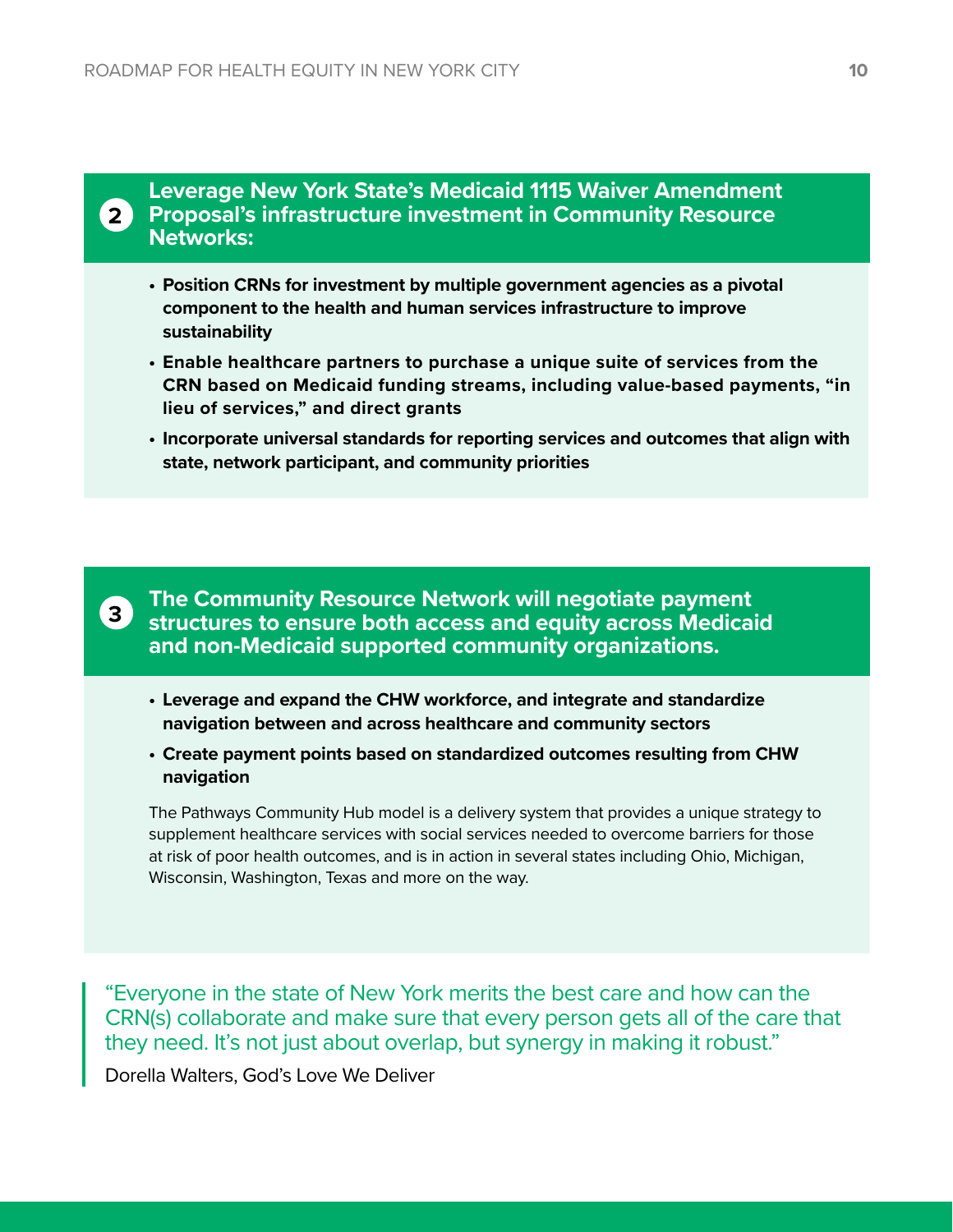## 2 Leverage New York State's Medicaid 1115 Waiver Amendment Proposal's infrastructure investment in Community Resource Networks:

- **Position CRNs for investment by multiple government agencies as a pivotal component to the health and human services infrastructure to improve sustainability**
- **Enable healthcare partners to purchase a unique suite of services from the CRN based on Medicaid funding streams, including value-based payments, "in lieu of services," and direct grants**
- **Incorporate universal standards for reporting services and outcomes that align with state, network participant, and community priorities**

## 3 The Community Resource Network will negotiate payment structures to ensure both access and equity across Medicaid and non-Medicaid supported community organizations.

- **Leverage and expand the CHW workforce, and integrate and standardize navigation between and across healthcare and community sectors**
- **Create payment points based on standardized outcomes resulting from CHW navigation**

The Pathways Community Hub model is a delivery system that provides a unique strategy to supplement healthcare services with social services needed to overcome barriers for those at risk of poor health outcomes, and is in action in several states including Ohio, Michigan, Wisconsin, Washington, Texas and more on the way.

> "Everyone in the state of New York merits the best care and how can the CRN(s) collaborate and make sure that every person gets all of the care that they need. It's not just about overlap, but synergy in making it robust."
>
> Dorella Walters, God's Love We Deliver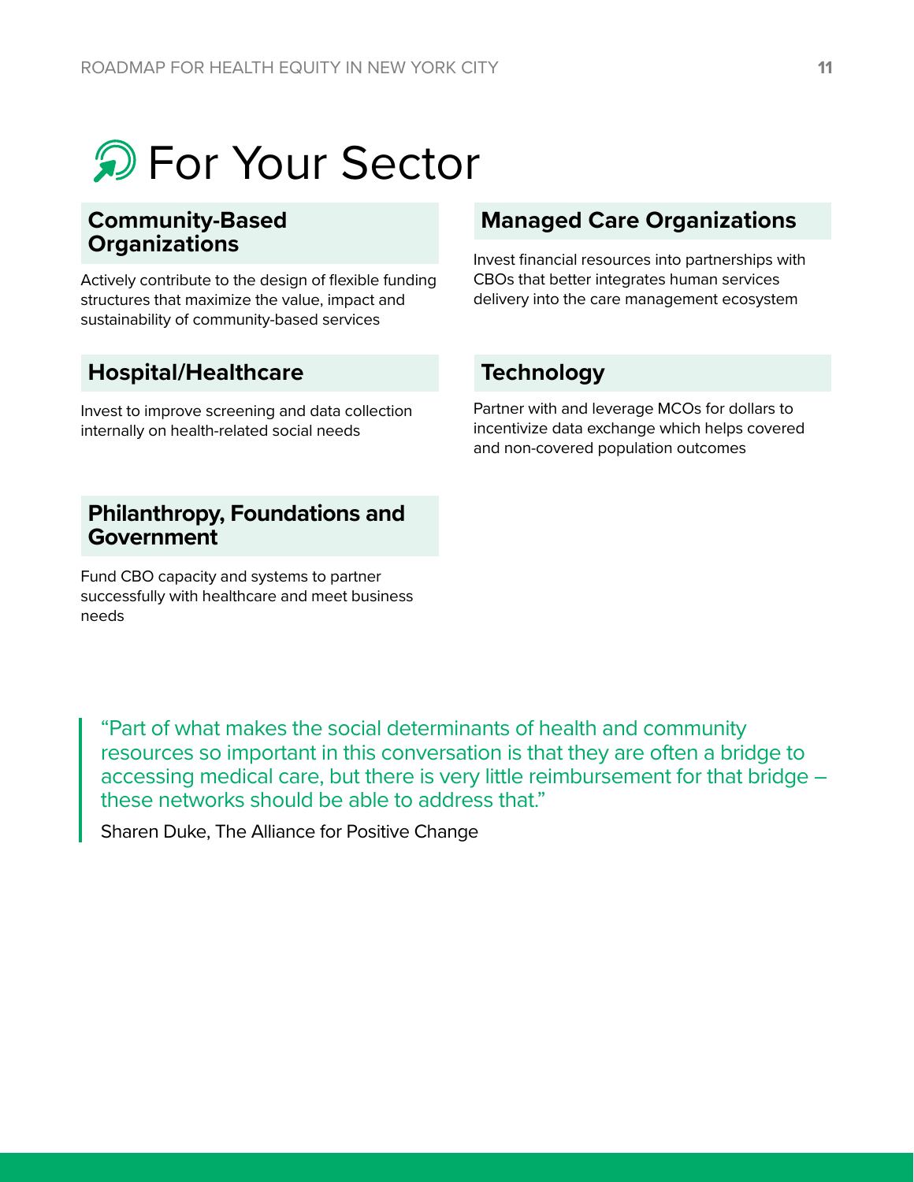# For Your Sector

## Community-Based Organizations

Actively contribute to the design of flexible funding structures that maximize the value, impact and sustainability of community-based services

## Hospital/Healthcare

Invest to improve screening and data collection internally on health-related social needs

## Philanthropy, Foundations and Government

Fund CBO capacity and systems to partner successfully with healthcare and meet business needs

## Managed Care Organizations

Invest financial resources into partnerships with CBOs that better integrates human services delivery into the care management ecosystem

## Technology

Partner with and leverage MCOs for dollars to incentivize data exchange which helps covered and non-covered population outcomes

> "Part of what makes the social determinants of health and community resources so important in this conversation is that they are often a bridge to accessing medical care, but there is very little reimbursement for that bridge – these networks should be able to address that."
>
> Sharen Duke, The Alliance for Positive Change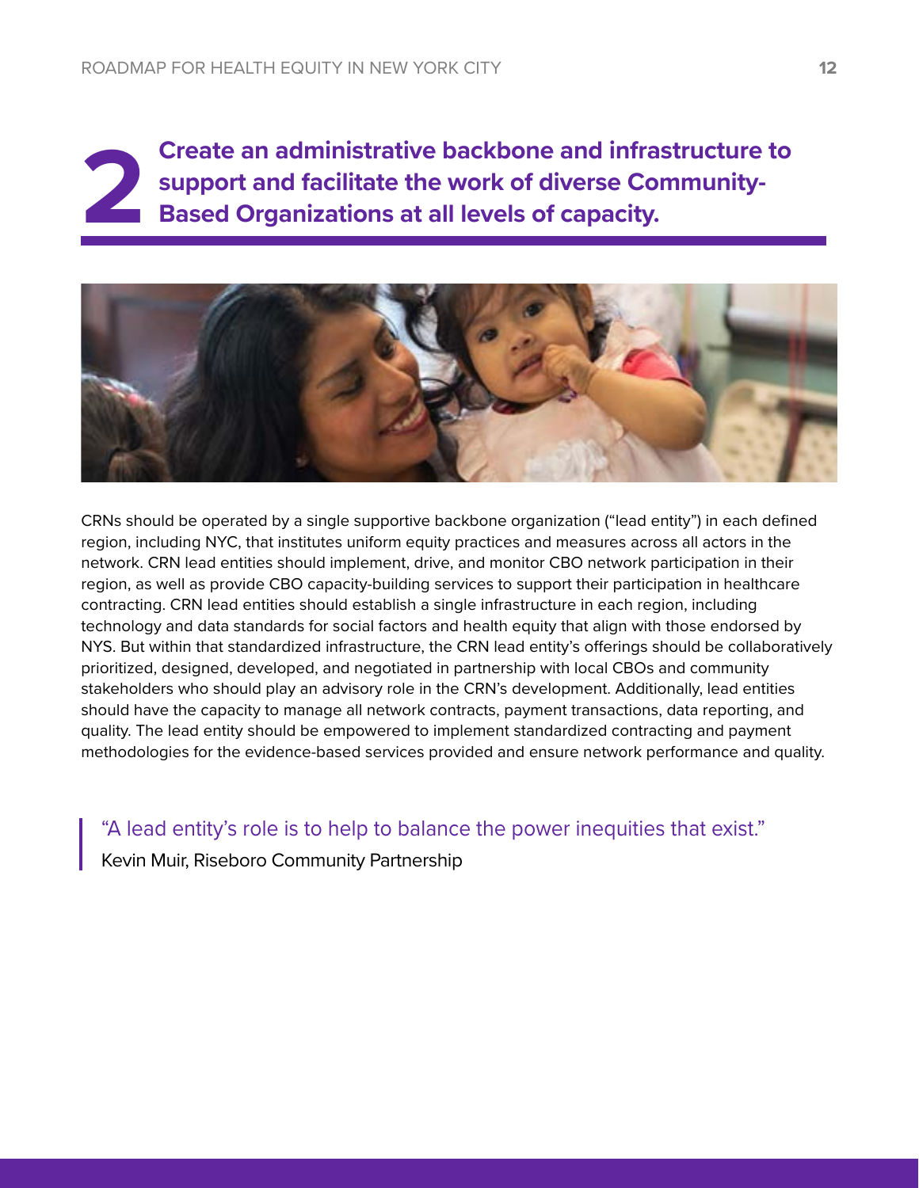## 2 Create an administrative backbone and infrastructure to support and facilitate the work of diverse Community-Based Organizations at all levels of capacity.

CRNs should be operated by a single supportive backbone organization ("lead entity") in each defined region, including NYC, that institutes uniform equity practices and measures across all actors in the network. CRN lead entities should implement, drive, and monitor CBO network participation in their region, as well as provide CBO capacity-building services to support their participation in healthcare contracting. CRN lead entities should establish a single infrastructure in each region, including technology and data standards for social factors and health equity that align with those endorsed by NYS. But within that standardized infrastructure, the CRN lead entity's offerings should be collaboratively prioritized, designed, developed, and negotiated in partnership with local CBOs and community stakeholders who should play an advisory role in the CRN's development. Additionally, lead entities should have the capacity to manage all network contracts, payment transactions, data reporting, and quality. The lead entity should be empowered to implement standardized contracting and payment methodologies for the evidence-based services provided and ensure network performance and quality.

> "A lead entity's role is to help to balance the power inequities that exist."
>
> Kevin Muir, Riseboro Community Partnership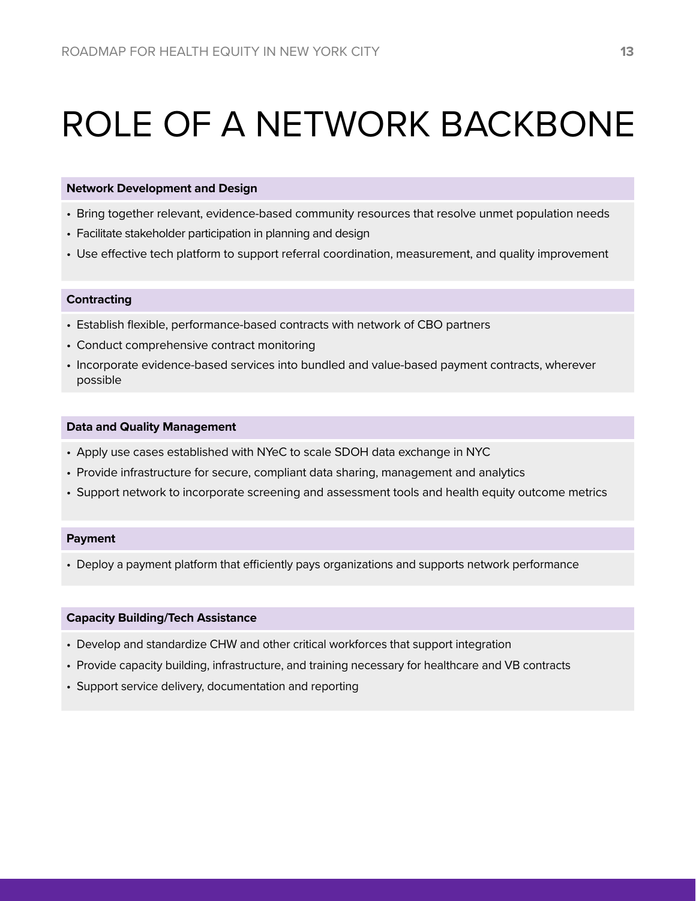# ROLE OF A NETWORK BACKBONE

**Network Development and Design**

- Bring together relevant, evidence-based community resources that resolve unmet population needs
- Facilitate stakeholder participation in planning and design
- Use effective tech platform to support referral coordination, measurement, and quality improvement

**Contracting**

- Establish flexible, performance-based contracts with network of CBO partners
- Conduct comprehensive contract monitoring
- Incorporate evidence-based services into bundled and value-based payment contracts, wherever possible

**Data and Quality Management**

- Apply use cases established with NYeC to scale SDOH data exchange in NYC
- Provide infrastructure for secure, compliant data sharing, management and analytics
- Support network to incorporate screening and assessment tools and health equity outcome metrics

**Payment**

- Deploy a payment platform that efficiently pays organizations and supports network performance

**Capacity Building/Tech Assistance**

- Develop and standardize CHW and other critical workforces that support integration
- Provide capacity building, infrastructure, and training necessary for healthcare and VB contracts
- Support service delivery, documentation and reporting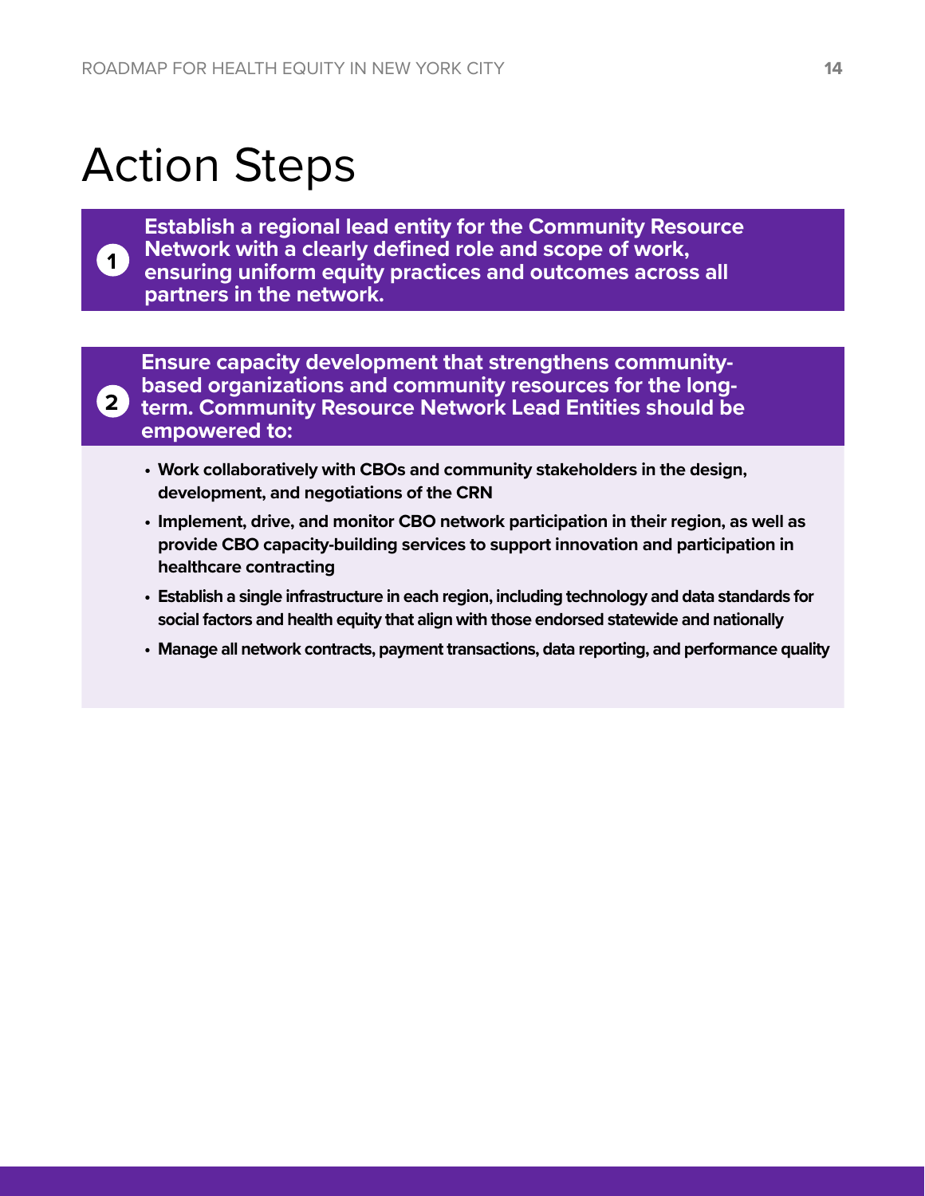# Action Steps

**1** **Establish a regional lead entity for the Community Resource Network with a clearly defined role and scope of work, ensuring uniform equity practices and outcomes across all partners in the network.**

**2** **Ensure capacity development that strengthens community-based organizations and community resources for the long-term. Community Resource Network Lead Entities should be empowered to:**

- **Work collaboratively with CBOs and community stakeholders in the design, development, and negotiations of the CRN**
- **Implement, drive, and monitor CBO network participation in their region, as well as provide CBO capacity-building services to support innovation and participation in healthcare contracting**
- **Establish a single infrastructure in each region, including technology and data standards for social factors and health equity that align with those endorsed statewide and nationally**
- **Manage all network contracts, payment transactions, data reporting, and performance quality**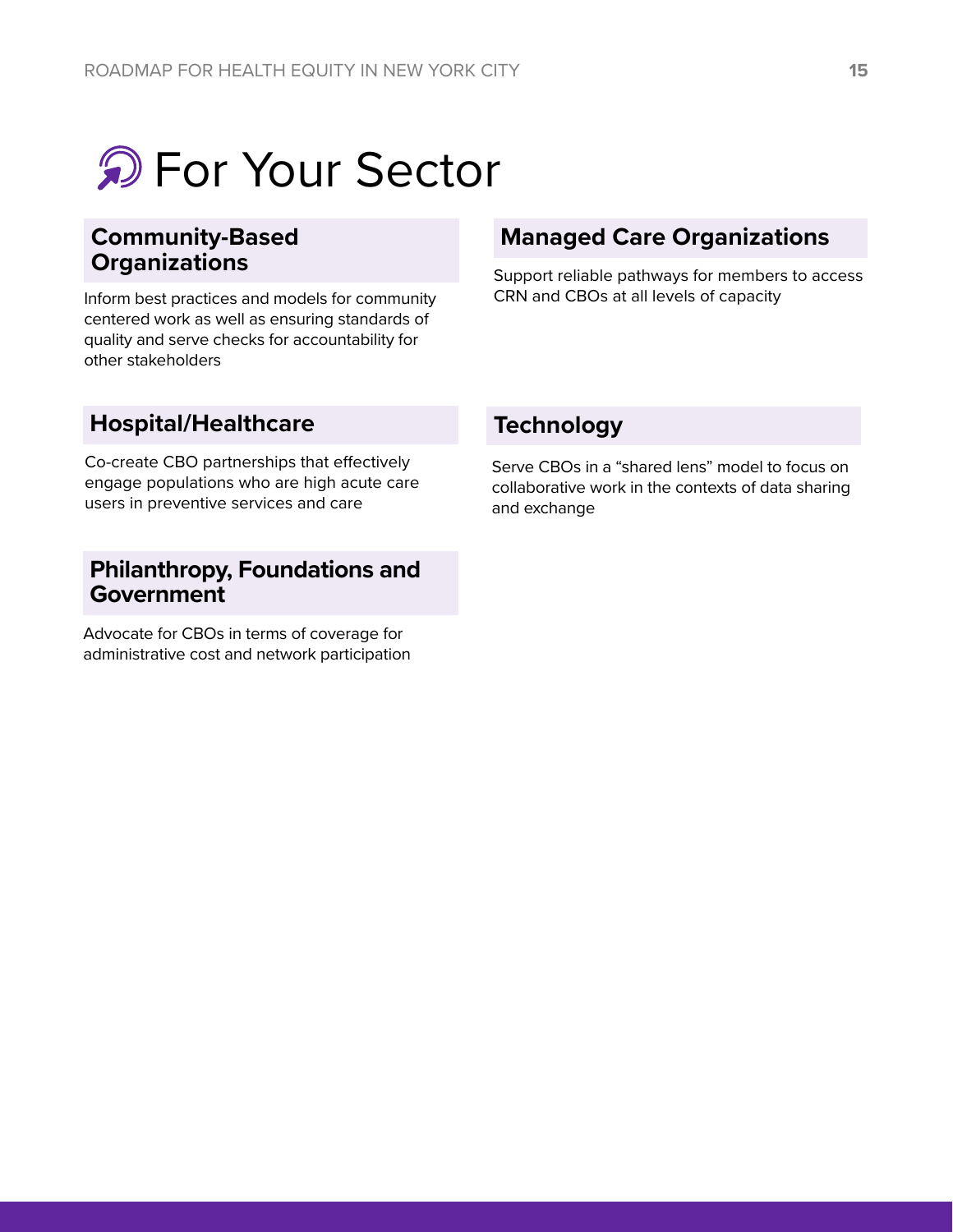# For Your Sector

## Community-Based Organizations

Inform best practices and models for community centered work as well as ensuring standards of quality and serve checks for accountability for other stakeholders

## Hospital/Healthcare

Co-create CBO partnerships that effectively engage populations who are high acute care users in preventive services and care

## Philanthropy, Foundations and Government

Advocate for CBOs in terms of coverage for administrative cost and network participation

## Managed Care Organizations

Support reliable pathways for members to access CRN and CBOs at all levels of capacity

## Technology

Serve CBOs in a “shared lens” model to focus on collaborative work in the contexts of data sharing and exchange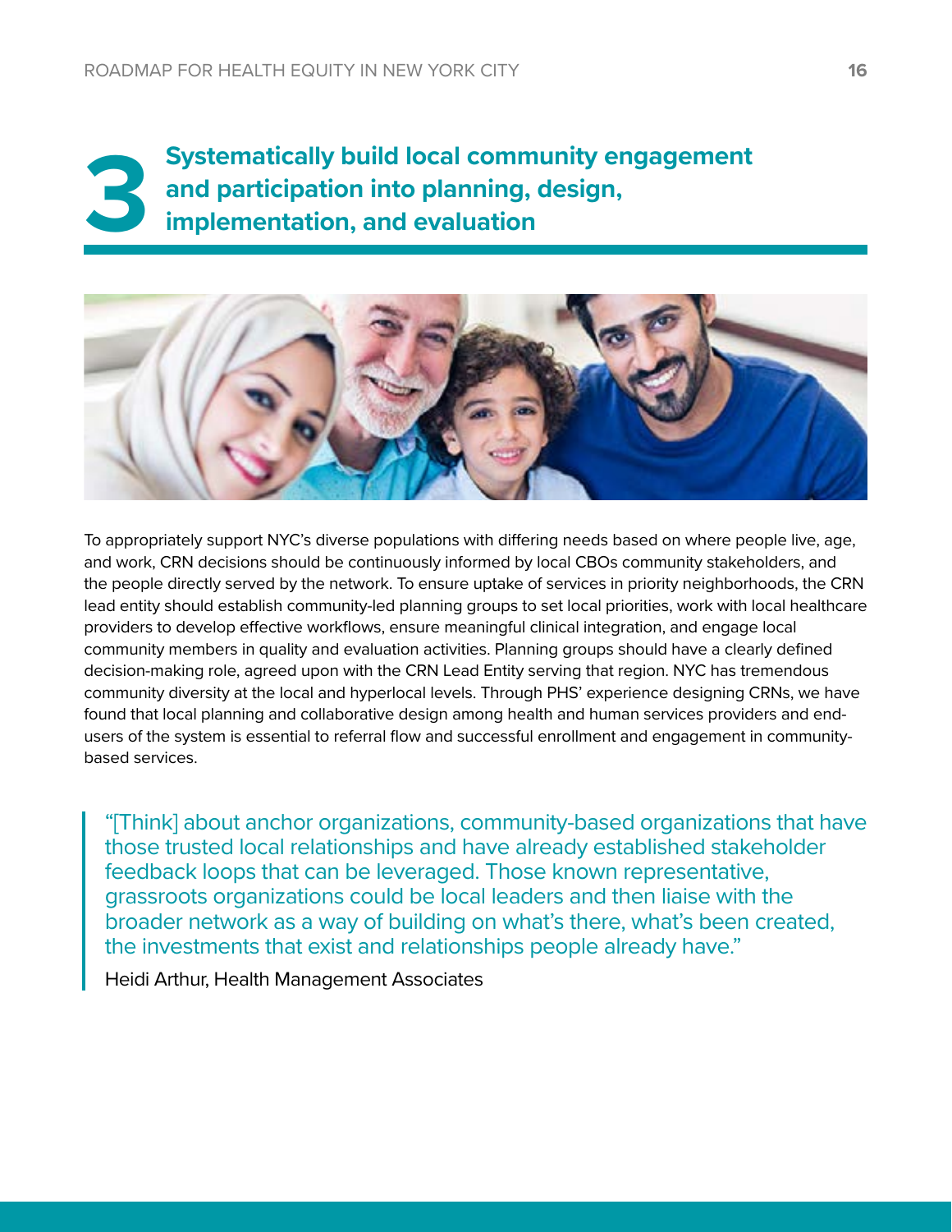# 3 Systematically build local community engagement and participation into planning, design, implementation, and evaluation

To appropriately support NYC's diverse populations with differing needs based on where people live, age, and work, CRN decisions should be continuously informed by local CBOs community stakeholders, and the people directly served by the network. To ensure uptake of services in priority neighborhoods, the CRN lead entity should establish community-led planning groups to set local priorities, work with local healthcare providers to develop effective workflows, ensure meaningful clinical integration, and engage local community members in quality and evaluation activities. Planning groups should have a clearly defined decision-making role, agreed upon with the CRN Lead Entity serving that region. NYC has tremendous community diversity at the local and hyperlocal levels. Through PHS' experience designing CRNs, we have found that local planning and collaborative design among health and human services providers and end-users of the system is essential to referral flow and successful enrollment and engagement in community-based services.

> "[Think] about anchor organizations, community-based organizations that have those trusted local relationships and have already established stakeholder feedback loops that can be leveraged. Those known representative, grassroots organizations could be local leaders and then liaise with the broader network as a way of building on what's there, what's been created, the investments that exist and relationships people already have."
>
> Heidi Arthur, Health Management Associates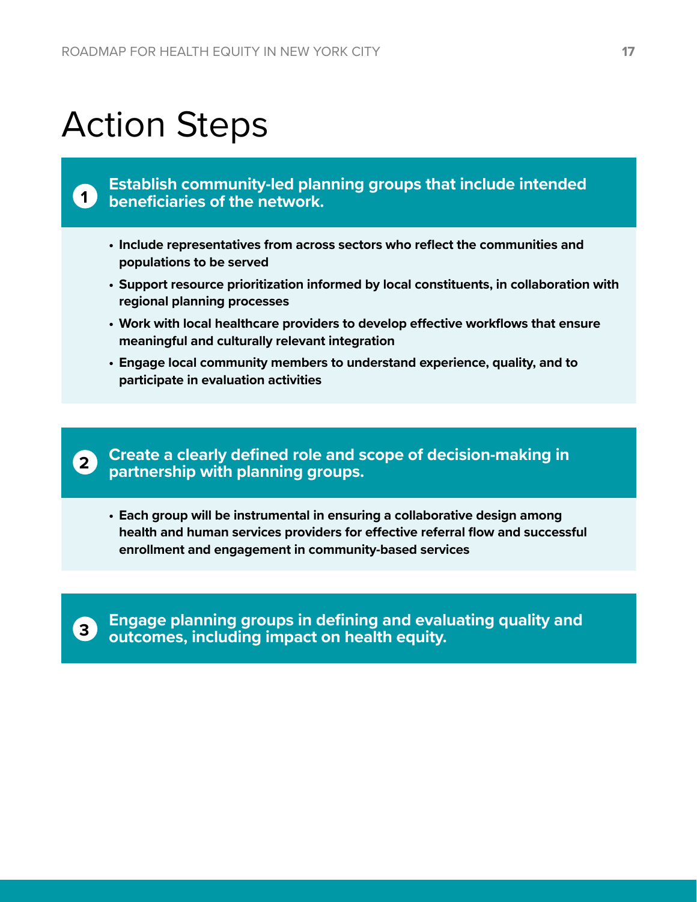# Action Steps

## 1. Establish community-led planning groups that include intended beneficiaries of the network.

- **Include representatives from across sectors who reflect the communities and populations to be served**
- **Support resource prioritization informed by local constituents, in collaboration with regional planning processes**
- **Work with local healthcare providers to develop effective workflows that ensure meaningful and culturally relevant integration**
- **Engage local community members to understand experience, quality, and to participate in evaluation activities**

## 2. Create a clearly defined role and scope of decision-making in partnership with planning groups.

- **Each group will be instrumental in ensuring a collaborative design among health and human services providers for effective referral flow and successful enrollment and engagement in community-based services**

## 3. Engage planning groups in defining and evaluating quality and outcomes, including impact on health equity.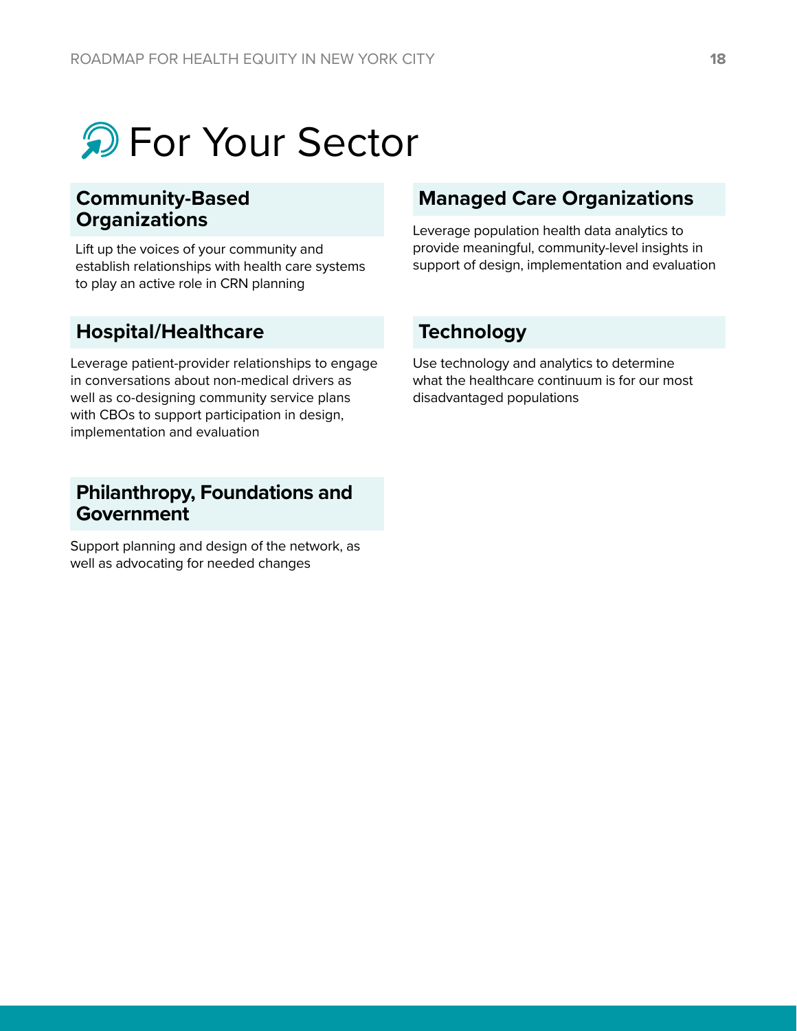# For Your Sector

## Community-Based Organizations

Lift up the voices of your community and establish relationships with health care systems to play an active role in CRN planning

## Hospital/Healthcare

Leverage patient-provider relationships to engage in conversations about non-medical drivers as well as co-designing community service plans with CBOs to support participation in design, implementation and evaluation

## Philanthropy, Foundations and Government

Support planning and design of the network, as well as advocating for needed changes

## Managed Care Organizations

Leverage population health data analytics to provide meaningful, community-level insights in support of design, implementation and evaluation

## Technology

Use technology and analytics to determine what the healthcare continuum is for our most disadvantaged populations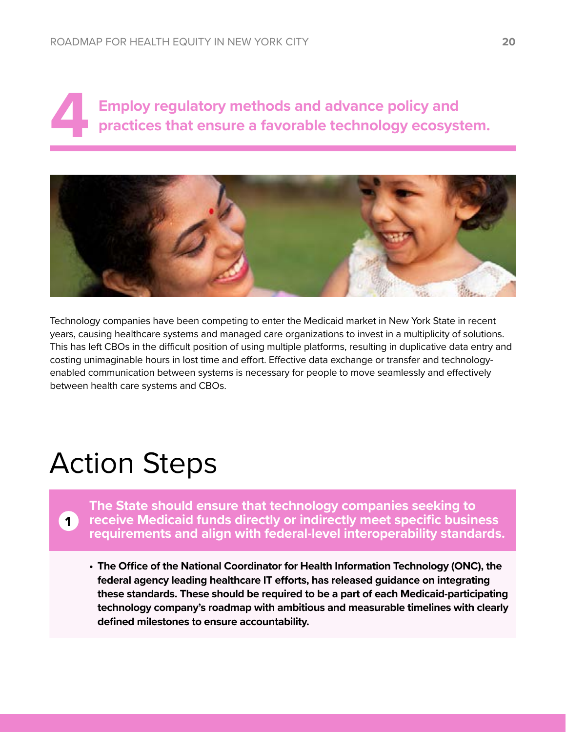# 4 Employ regulatory methods and advance policy and practices that ensure a favorable technology ecosystem.

Technology companies have been competing to enter the Medicaid market in New York State in recent years, causing healthcare systems and managed care organizations to invest in a multiplicity of solutions. This has left CBOs in the difficult position of using multiple platforms, resulting in duplicative data entry and costing unimaginable hours in lost time and effort. Effective data exchange or transfer and technology-enabled communication between systems is necessary for people to move seamlessly and effectively between health care systems and CBOs.

## Action Steps

### 1 The State should ensure that technology companies seeking to receive Medicaid funds directly or indirectly meet specific business requirements and align with federal-level interoperability standards.

- **The Office of the National Coordinator for Health Information Technology (ONC), the federal agency leading healthcare IT efforts, has released guidance on integrating these standards. These should be required to be a part of each Medicaid-participating technology company's roadmap with ambitious and measurable timelines with clearly defined milestones to ensure accountability.**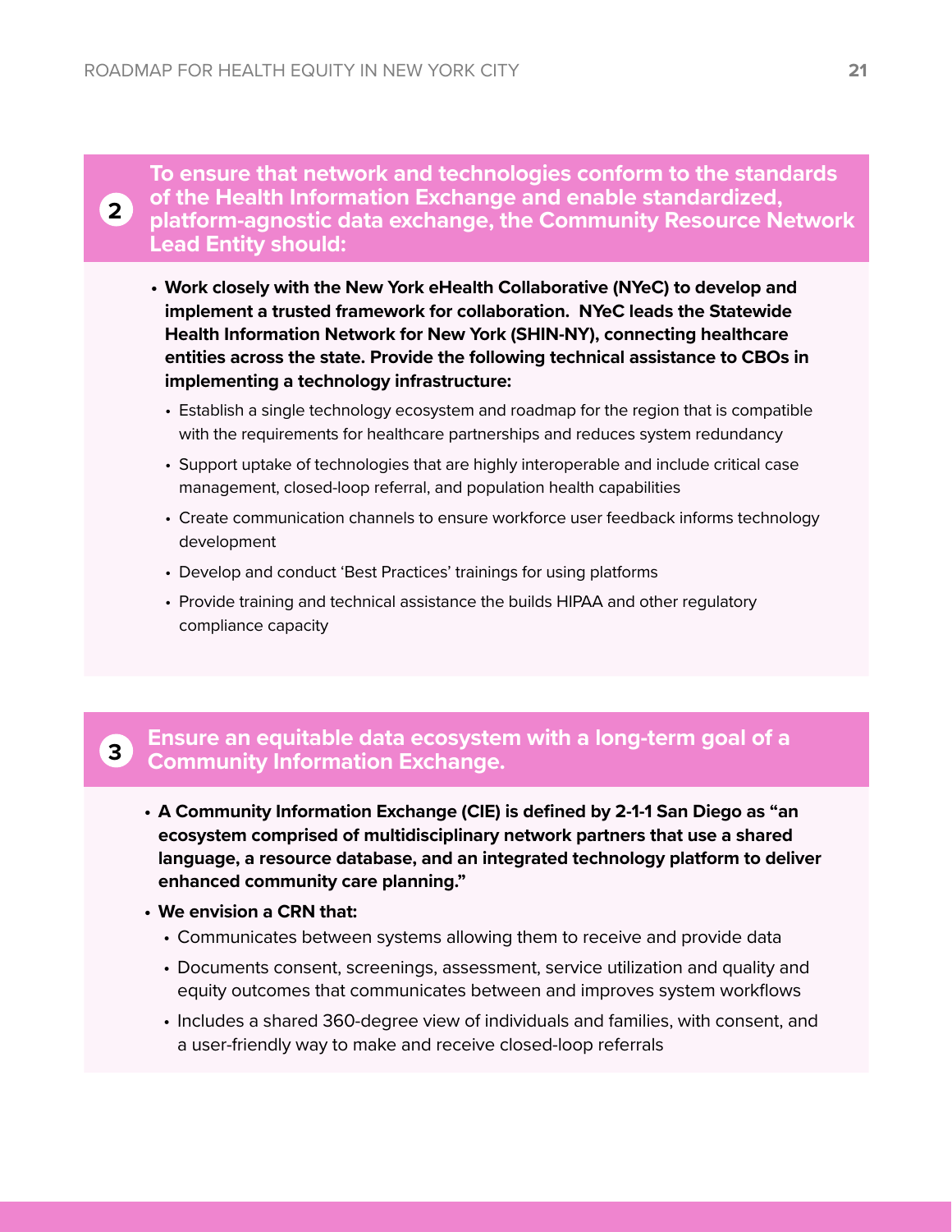## 2 To ensure that network and technologies conform to the standards of the Health Information Exchange and enable standardized, platform-agnostic data exchange, the Community Resource Network Lead Entity should:

- **Work closely with the New York eHealth Collaborative (NYeC) to develop and implement a trusted framework for collaboration. NYeC leads the Statewide Health Information Network for New York (SHIN-NY), connecting healthcare entities across the state. Provide the following technical assistance to CBOs in implementing a technology infrastructure:**
  - Establish a single technology ecosystem and roadmap for the region that is compatible with the requirements for healthcare partnerships and reduces system redundancy
  - Support uptake of technologies that are highly interoperable and include critical case management, closed-loop referral, and population health capabilities
  - Create communication channels to ensure workforce user feedback informs technology development
  - Develop and conduct 'Best Practices' trainings for using platforms
  - Provide training and technical assistance the builds HIPAA and other regulatory compliance capacity

## 3 Ensure an equitable data ecosystem with a long-term goal of a Community Information Exchange.

- **A Community Information Exchange (CIE) is defined by 2-1-1 San Diego as "an ecosystem comprised of multidisciplinary network partners that use a shared language, a resource database, and an integrated technology platform to deliver enhanced community care planning."**
- **We envision a CRN that:**
  - Communicates between systems allowing them to receive and provide data
  - Documents consent, screenings, assessment, service utilization and quality and equity outcomes that communicates between and improves system workflows
  - Includes a shared 360-degree view of individuals and families, with consent, and a user-friendly way to make and receive closed-loop referrals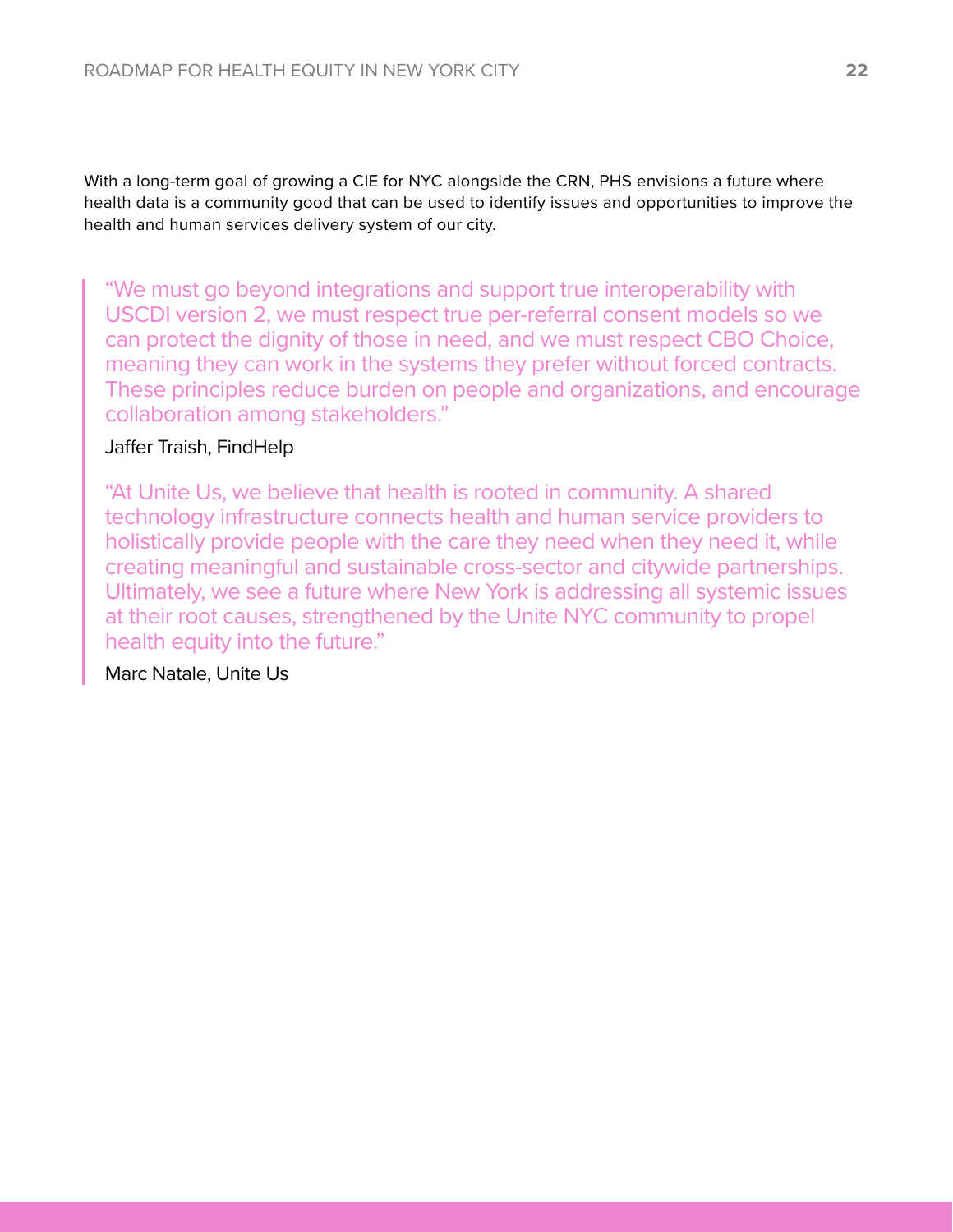With a long-term goal of growing a CIE for NYC alongside the CRN, PHS envisions a future where health data is a community good that can be used to identify issues and opportunities to improve the health and human services delivery system of our city.

> "We must go beyond integrations and support true interoperability with USCDI version 2, we must respect true per-referral consent models so we can protect the dignity of those in need, and we must respect CBO Choice, meaning they can work in the systems they prefer without forced contracts. These principles reduce burden on people and organizations, and encourage collaboration among stakeholders."
>
> Jaffer Traish, FindHelp
>
> "At Unite Us, we believe that health is rooted in community. A shared technology infrastructure connects health and human service providers to holistically provide people with the care they need when they need it, while creating meaningful and sustainable cross-sector and citywide partnerships. Ultimately, we see a future where New York is addressing all systemic issues at their root causes, strengthened by the Unite NYC community to propel health equity into the future."
>
> Marc Natale, Unite Us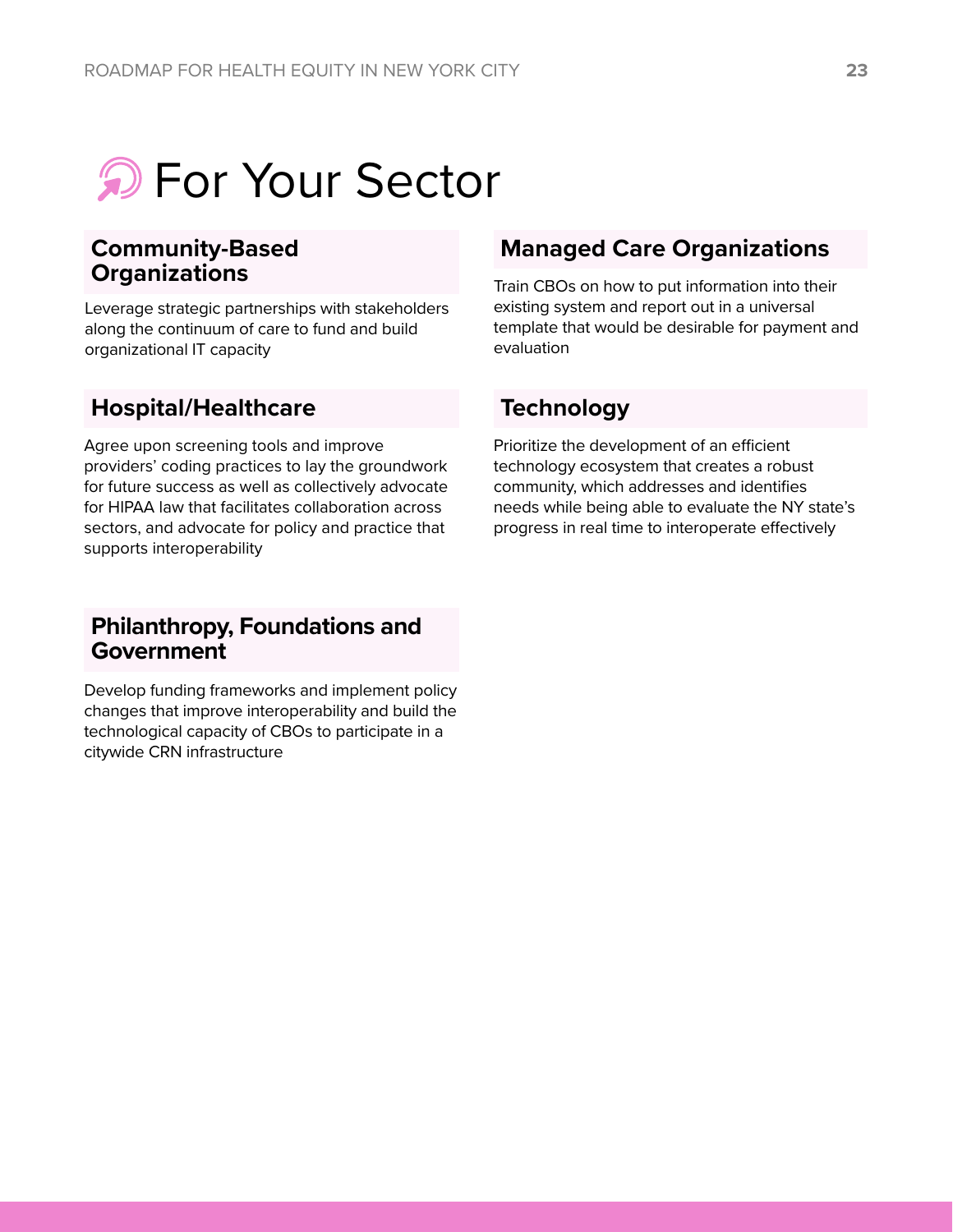# For Your Sector

## Community-Based Organizations

Leverage strategic partnerships with stakeholders along the continuum of care to fund and build organizational IT capacity

## Hospital/Healthcare

Agree upon screening tools and improve providers' coding practices to lay the groundwork for future success as well as collectively advocate for HIPAA law that facilitates collaboration across sectors, and advocate for policy and practice that supports interoperability

## Philanthropy, Foundations and Government

Develop funding frameworks and implement policy changes that improve interoperability and build the technological capacity of CBOs to participate in a citywide CRN infrastructure

## Managed Care Organizations

Train CBOs on how to put information into their existing system and report out in a universal template that would be desirable for payment and evaluation

## Technology

Prioritize the development of an efficient technology ecosystem that creates a robust community, which addresses and identifies needs while being able to evaluate the NY state's progress in real time to interoperate effectively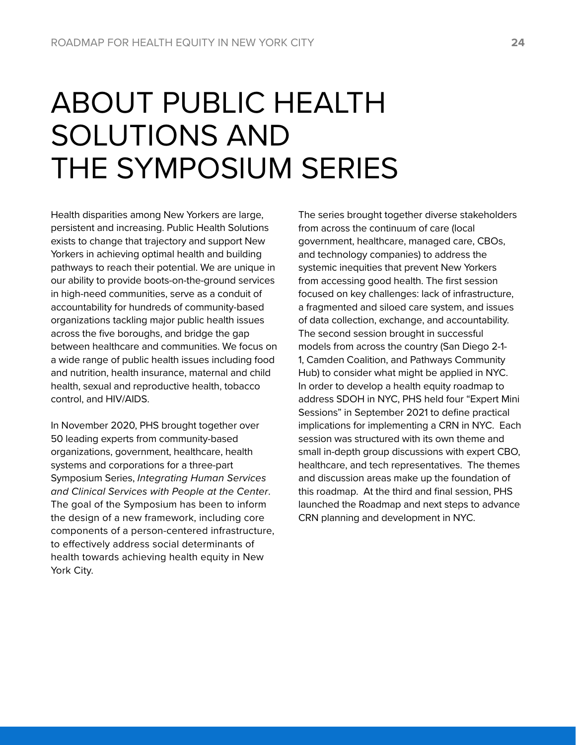# ABOUT PUBLIC HEALTH SOLUTIONS AND THE SYMPOSIUM SERIES

Health disparities among New Yorkers are large, persistent and increasing. Public Health Solutions exists to change that trajectory and support New Yorkers in achieving optimal health and building pathways to reach their potential. We are unique in our ability to provide boots-on-the-ground services in high-need communities, serve as a conduit of accountability for hundreds of community-based organizations tackling major public health issues across the five boroughs, and bridge the gap between healthcare and communities. We focus on a wide range of public health issues including food and nutrition, health insurance, maternal and child health, sexual and reproductive health, tobacco control, and HIV/AIDS.

In November 2020, PHS brought together over 50 leading experts from community-based organizations, government, healthcare, health systems and corporations for a three-part Symposium Series, *Integrating Human Services and Clinical Services with People at the Center*. The goal of the Symposium has been to inform the design of a new framework, including core components of a person-centered infrastructure, to effectively address social determinants of health towards achieving health equity in New York City.

The series brought together diverse stakeholders from across the continuum of care (local government, healthcare, managed care, CBOs, and technology companies) to address the systemic inequities that prevent New Yorkers from accessing good health. The first session focused on key challenges: lack of infrastructure, a fragmented and siloed care system, and issues of data collection, exchange, and accountability. The second session brought in successful models from across the country (San Diego 2-1-1, Camden Coalition, and Pathways Community Hub) to consider what might be applied in NYC. In order to develop a health equity roadmap to address SDOH in NYC, PHS held four "Expert Mini Sessions" in September 2021 to define practical implications for implementing a CRN in NYC. Each session was structured with its own theme and small in-depth group discussions with expert CBO, healthcare, and tech representatives. The themes and discussion areas make up the foundation of this roadmap. At the third and final session, PHS launched the Roadmap and next steps to advance CRN planning and development in NYC.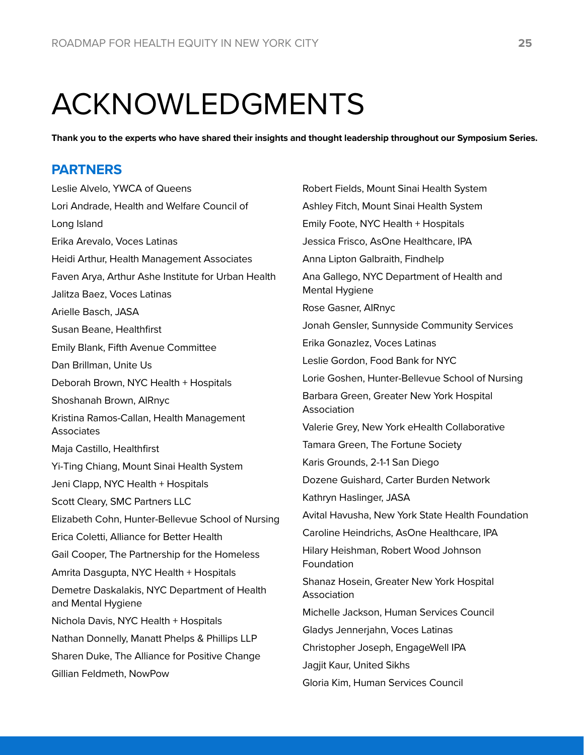# ACKNOWLEDGMENTS

**Thank you to the experts who have shared their insights and thought leadership throughout our Symposium Series.**

## PARTNERS

Leslie Alvelo, YWCA of Queens

Lori Andrade, Health and Welfare Council of Long Island

Erika Arevalo, Voces Latinas

Heidi Arthur, Health Management Associates

Faven Arya, Arthur Ashe Institute for Urban Health

Jalitza Baez, Voces Latinas

Arielle Basch, JASA

Susan Beane, Healthfirst

Emily Blank, Fifth Avenue Committee

Dan Brillman, Unite Us

Deborah Brown, NYC Health + Hospitals

Shoshanah Brown, AIRnyc

Kristina Ramos-Callan, Health Management Associates

Maja Castillo, Healthfirst

Yi-Ting Chiang, Mount Sinai Health System

Jeni Clapp, NYC Health + Hospitals

Scott Cleary, SMC Partners LLC

Elizabeth Cohn, Hunter-Bellevue School of Nursing

Erica Coletti, Alliance for Better Health

Gail Cooper, The Partnership for the Homeless

Amrita Dasgupta, NYC Health + Hospitals

Demetre Daskalakis, NYC Department of Health and Mental Hygiene

Nichola Davis, NYC Health + Hospitals

Nathan Donnelly, Manatt Phelps & Phillips LLP

Sharen Duke, The Alliance for Positive Change

Gillian Feldmeth, NowPow

Robert Fields, Mount Sinai Health System

Ashley Fitch, Mount Sinai Health System

Emily Foote, NYC Health + Hospitals

Jessica Frisco, AsOne Healthcare, IPA

Anna Lipton Galbraith, Findhelp

Ana Gallego, NYC Department of Health and Mental Hygiene

Rose Gasner, AIRnyc

Jonah Gensler, Sunnyside Community Services

Erika Gonazlez, Voces Latinas

Leslie Gordon, Food Bank for NYC

Lorie Goshen, Hunter-Bellevue School of Nursing

Barbara Green, Greater New York Hospital Association

Valerie Grey, New York eHealth Collaborative

Tamara Green, The Fortune Society

Karis Grounds, 2-1-1 San Diego

Dozene Guishard, Carter Burden Network

Kathryn Haslinger, JASA

Avital Havusha, New York State Health Foundation

Caroline Heindrichs, AsOne Healthcare, IPA

Hilary Heishman, Robert Wood Johnson Foundation

Shanaz Hosein, Greater New York Hospital Association

Michelle Jackson, Human Services Council

Gladys Jennerjahn, Voces Latinas

Christopher Joseph, EngageWell IPA

Jagjit Kaur, United Sikhs

Gloria Kim, Human Services Council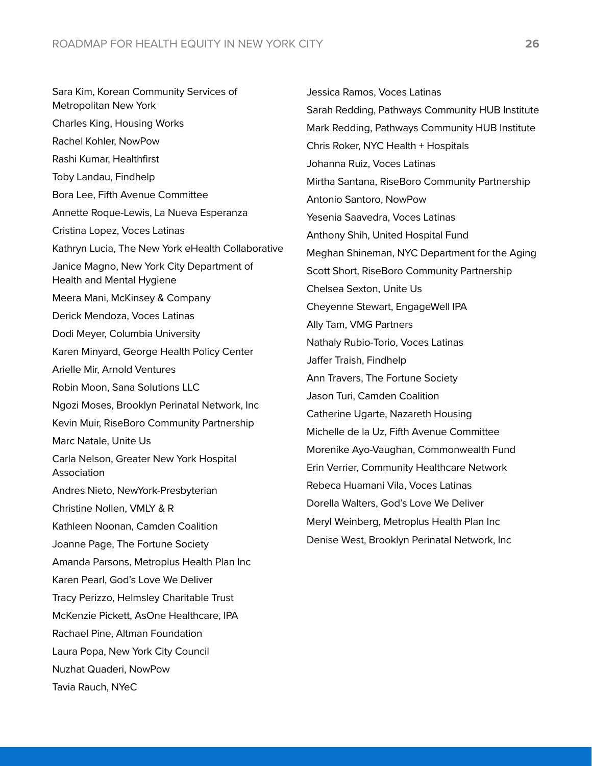Sara Kim, Korean Community Services of Metropolitan New York

Charles King, Housing Works

Rachel Kohler, NowPow

Rashi Kumar, Healthfirst

Toby Landau, Findhelp

Bora Lee, Fifth Avenue Committee

Annette Roque-Lewis, La Nueva Esperanza

Cristina Lopez, Voces Latinas

Kathryn Lucia, The New York eHealth Collaborative

Janice Magno, New York City Department of Health and Mental Hygiene

Meera Mani, McKinsey & Company

Derick Mendoza, Voces Latinas

Dodi Meyer, Columbia University

Karen Minyard, George Health Policy Center

Arielle Mir, Arnold Ventures

Robin Moon, Sana Solutions LLC

Ngozi Moses, Brooklyn Perinatal Network, Inc

Kevin Muir, RiseBoro Community Partnership

Marc Natale, Unite Us

Carla Nelson, Greater New York Hospital Association

Andres Nieto, NewYork-Presbyterian

Christine Nollen, VMLY & R

Kathleen Noonan, Camden Coalition

Joanne Page, The Fortune Society

Amanda Parsons, Metroplus Health Plan Inc

Karen Pearl, God's Love We Deliver

Tracy Perizzo, Helmsley Charitable Trust

McKenzie Pickett, AsOne Healthcare, IPA

Rachael Pine, Altman Foundation

Laura Popa, New York City Council

Nuzhat Quaderi, NowPow

Tavia Rauch, NYeC

Jessica Ramos, Voces Latinas

Sarah Redding, Pathways Community HUB Institute

Mark Redding, Pathways Community HUB Institute

Chris Roker, NYC Health + Hospitals

Johanna Ruiz, Voces Latinas

Mirtha Santana, RiseBoro Community Partnership

Antonio Santoro, NowPow

Yesenia Saavedra, Voces Latinas

Anthony Shih, United Hospital Fund

Meghan Shineman, NYC Department for the Aging

Scott Short, RiseBoro Community Partnership

Chelsea Sexton, Unite Us

Cheyenne Stewart, EngageWell IPA

Ally Tam, VMG Partners

Nathaly Rubio-Torio, Voces Latinas

Jaffer Traish, Findhelp

Ann Travers, The Fortune Society

Jason Turi, Camden Coalition

Catherine Ugarte, Nazareth Housing

Michelle de la Uz, Fifth Avenue Committee

Morenike Ayo-Vaughan, Commonwealth Fund

Erin Verrier, Community Healthcare Network

Rebeca Huamani Vila, Voces Latinas

Dorella Walters, God's Love We Deliver

Meryl Weinberg, Metroplus Health Plan Inc

Denise West, Brooklyn Perinatal Network, Inc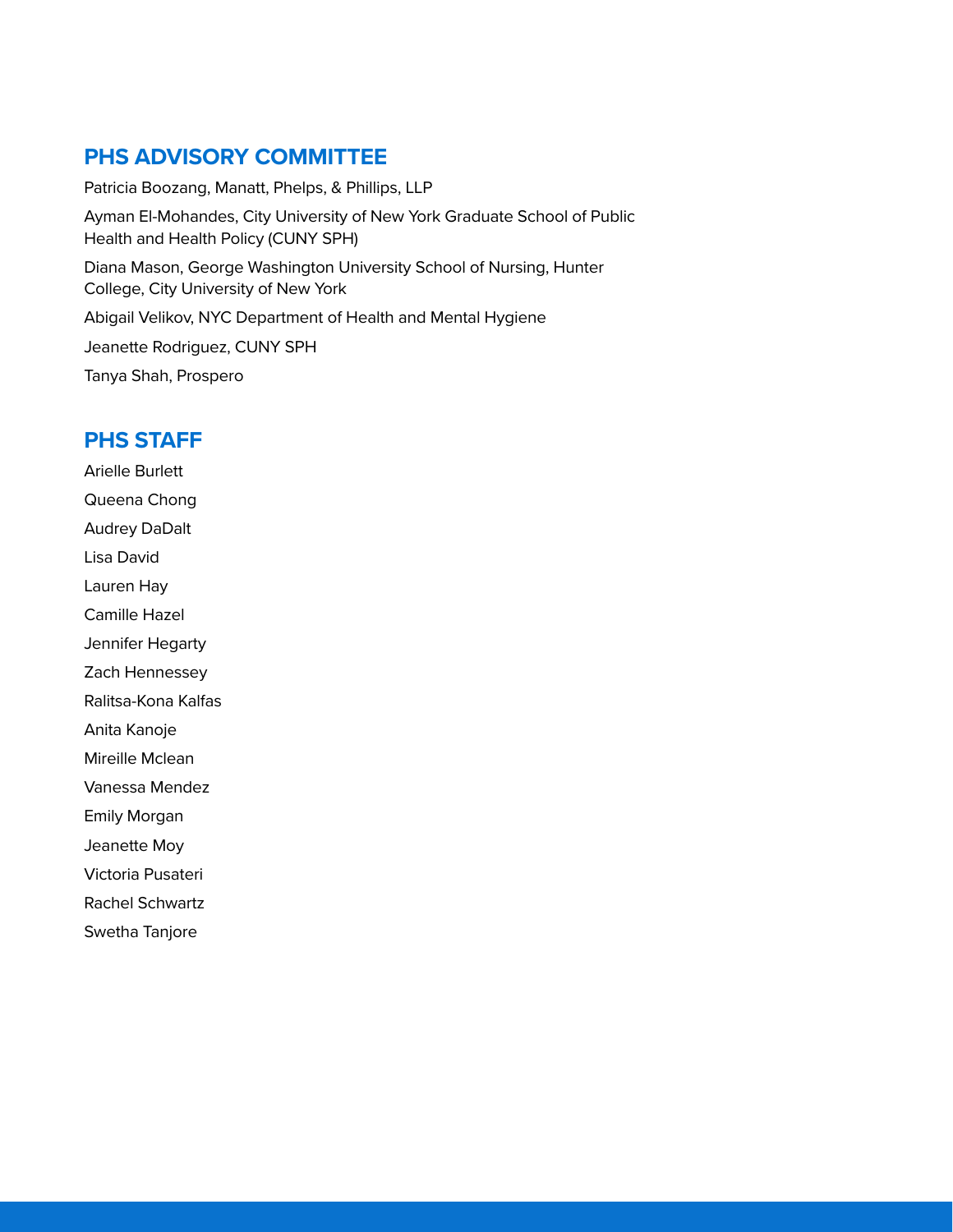## PHS ADVISORY COMMITTEE

Patricia Boozang, Manatt, Phelps, & Phillips, LLP

Ayman El-Mohandes, City University of New York Graduate School of Public Health and Health Policy (CUNY SPH)

Diana Mason, George Washington University School of Nursing, Hunter College, City University of New York

Abigail Velikov, NYC Department of Health and Mental Hygiene

Jeanette Rodriguez, CUNY SPH

Tanya Shah, Prospero

## PHS STAFF

Arielle Burlett

Queena Chong

Audrey DaDalt

Lisa David

Lauren Hay

Camille Hazel

Jennifer Hegarty

Zach Hennessey

Ralitsa-Kona Kalfas

Anita Kanoje

Mireille Mclean

Vanessa Mendez

Emily Morgan

Jeanette Moy

Victoria Pusateri

Rachel Schwartz

Swetha Tanjore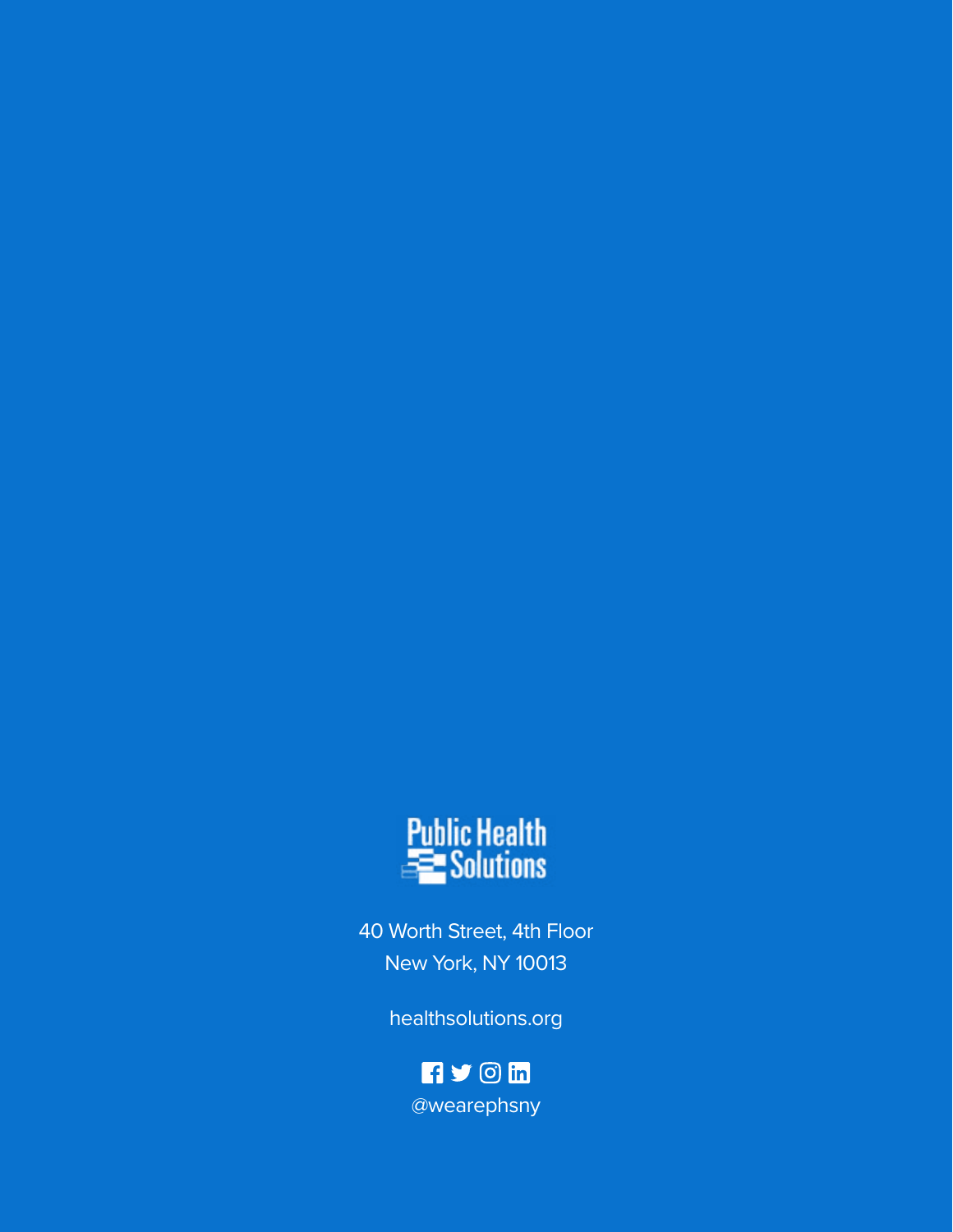Public Health Solutions

40 Worth Street, 4th Floor
New York, NY 10013

healthsolutions.org

@wearephsny